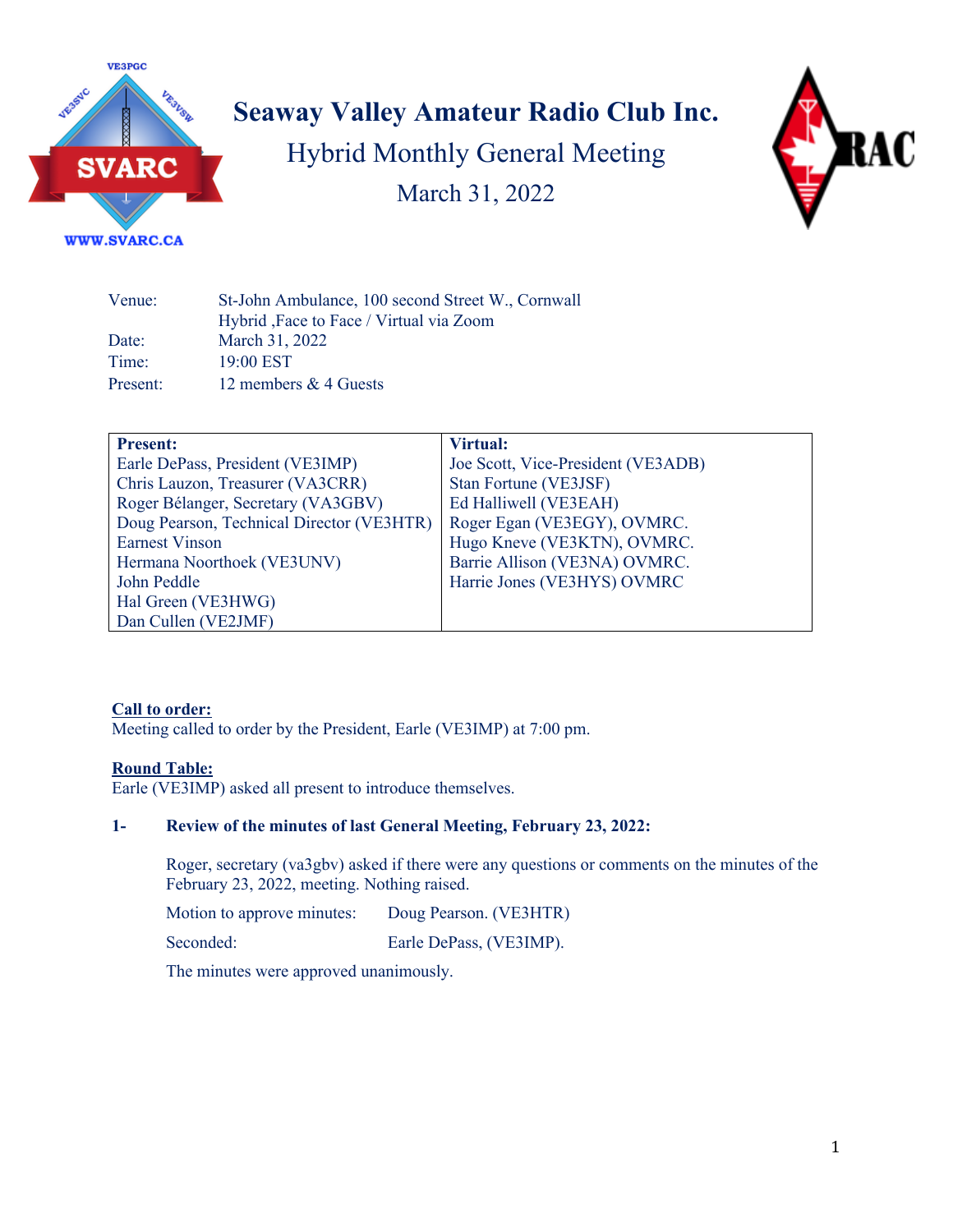# Seaway Valley Amateur Radio Club Inc.

## Hybrid Monthly General Meeting

## March 31, 2022

| | |
|---|---|
| Venue: | St-John Ambulance, 100 second Street W., Cornwall<br>Hybrid ,Face to Face / Virtual via Zoom |
| Date: | March 31, 2022 |
| Time: | 19:00 EST |
| Present: | 12 members & 4 Guests |

| Present: | Virtual: |
|---|---|
| Earle DePass, President (VE3IMP) | Joe Scott, Vice-President (VE3ADB) |
| Chris Lauzon, Treasurer (VA3CRR) | Stan Fortune (VE3JSF) |
| Roger Bélanger, Secretary (VA3GBV) | Ed Halliwell (VE3EAH) |
| Doug Pearson, Technical Director (VE3HTR) | Roger Egan (VE3EGY), OVMRC. |
| Earnest Vinson | Hugo Kneve (VE3KTN), OVMRC. |
| Hermana Noorthoek (VE3UNV) | Barrie Allison (VE3NA) OVMRC. |
| John Peddle | Harrie Jones (VE3HYS) OVMRC |
| Hal Green (VE3HWG) | |
| Dan Cullen (VE2JMF) | |

**Call to order:**
Meeting called to order by the President, Earle (VE3IMP) at 7:00 pm.

**Round Table:**
Earle (VE3IMP) asked all present to introduce themselves.

**1- Review of the minutes of last General Meeting, February 23, 2022:**

Roger, secretary (va3gbv) asked if there were any questions or comments on the minutes of the February 23, 2022, meeting. Nothing raised.

Motion to approve minutes: Doug Pearson. (VE3HTR)

Seconded: Earle DePass, (VE3IMP).

The minutes were approved unanimously.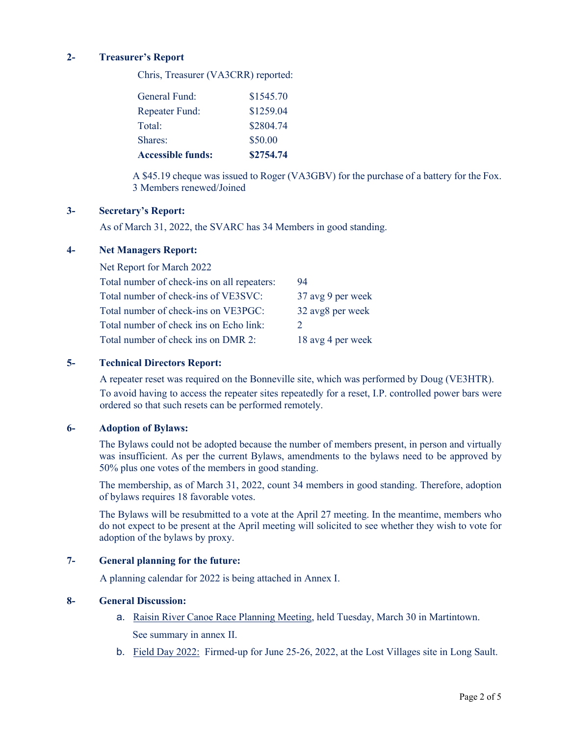## 2- Treasurer's Report

Chris, Treasurer (VA3CRR) reported:

| | |
|---|---|
| General Fund: | $1545.70 |
| Repeater Fund: | $1259.04 |
| Total: | $2804.74 |
| Shares: | $50.00 |
| **Accessible funds:** | **$2754.74** |

A $45.19 cheque was issued to Roger (VA3GBV) for the purchase of a battery for the Fox.
3 Members renewed/Joined

## 3- Secretary's Report:

As of March 31, 2022, the SVARC has 34 Members in good standing.

## 4- Net Managers Report:

Net Report for March 2022

| | |
|---|---|
| Total number of check-ins on all repeaters: | 94 |
| Total number of check-ins of VE3SVC: | 37 avg 9 per week |
| Total number of check-ins on VE3PGC: | 32 avg8 per week |
| Total number of check ins on Echo link: | 2 |
| Total number of check ins on DMR 2: | 18 avg 4 per week |

## 5- Technical Directors Report:

A repeater reset was required on the Bonneville site, which was performed by Doug (VE3HTR).
To avoid having to access the repeater sites repeatedly for a reset, I.P. controlled power bars were ordered so that such resets can be performed remotely.

## 6- Adoption of Bylaws:

The Bylaws could not be adopted because the number of members present, in person and virtually was insufficient. As per the current Bylaws, amendments to the bylaws need to be approved by 50% plus one votes of the members in good standing.

The membership, as of March 31, 2022, count 34 members in good standing. Therefore, adoption of bylaws requires 18 favorable votes.

The Bylaws will be resubmitted to a vote at the April 27 meeting. In the meantime, members who do not expect to be present at the April meeting will solicited to see whether they wish to vote for adoption of the bylaws by proxy.

## 7- General planning for the future:

A planning calendar for 2022 is being attached in Annex I.

## 8- General Discussion:

a. Raisin River Canoe Race Planning Meeting, held Tuesday, March 30 in Martintown.

   See summary in annex II.

b. Field Day 2022: Firmed-up for June 25-26, 2022, at the Lost Villages site in Long Sault.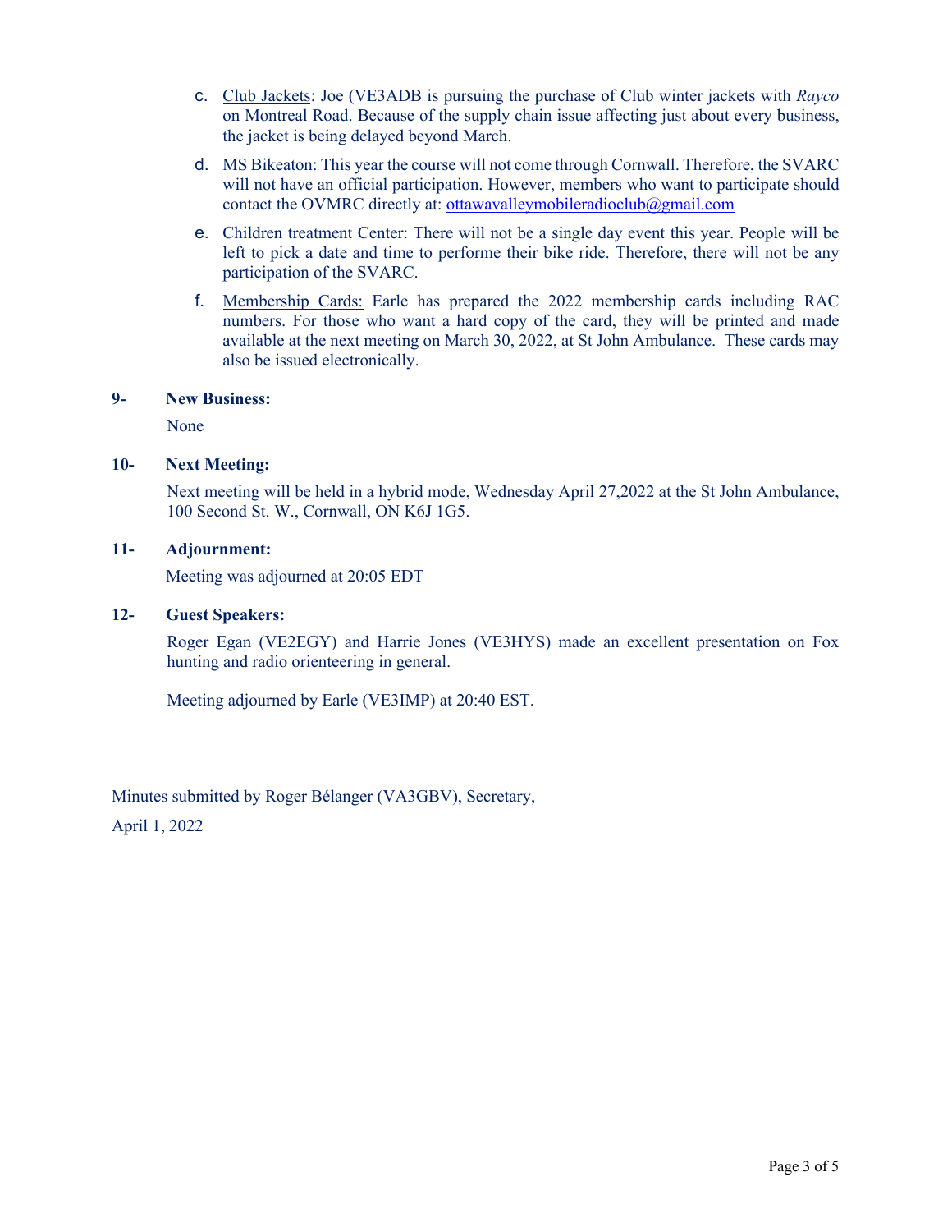c. <u>Club Jackets</u>: Joe (VE3ADB is pursuing the purchase of Club winter jackets with *Rayco* on Montreal Road. Because of the supply chain issue affecting just about every business, the jacket is being delayed beyond March.

d. <u>MS Bikeaton</u>: This year the course will not come through Cornwall. Therefore, the SVARC will not have an official participation. However, members who want to participate should contact the OVMRC directly at: ottawavalleymobileradioclub@gmail.com

e. <u>Children treatment Center</u>: There will not be a single day event this year. People will be left to pick a date and time to performe their bike ride. Therefore, there will not be any participation of the SVARC.

f. <u>Membership Cards:</u> Earle has prepared the 2022 membership cards including RAC numbers. For those who want a hard copy of the card, they will be printed and made available at the next meeting on March 30, 2022, at St John Ambulance. These cards may also be issued electronically.

**9- New Business:**

None

**10- Next Meeting:**

Next meeting will be held in a hybrid mode, Wednesday April 27,2022 at the St John Ambulance, 100 Second St. W., Cornwall, ON K6J 1G5.

**11- Adjournment:**

Meeting was adjourned at 20:05 EDT

**12- Guest Speakers:**

Roger Egan (VE2EGY) and Harrie Jones (VE3HYS) made an excellent presentation on Fox hunting and radio orienteering in general.

Meeting adjourned by Earle (VE3IMP) at 20:40 EST.

Minutes submitted by Roger Bélanger (VA3GBV), Secretary,

April 1, 2022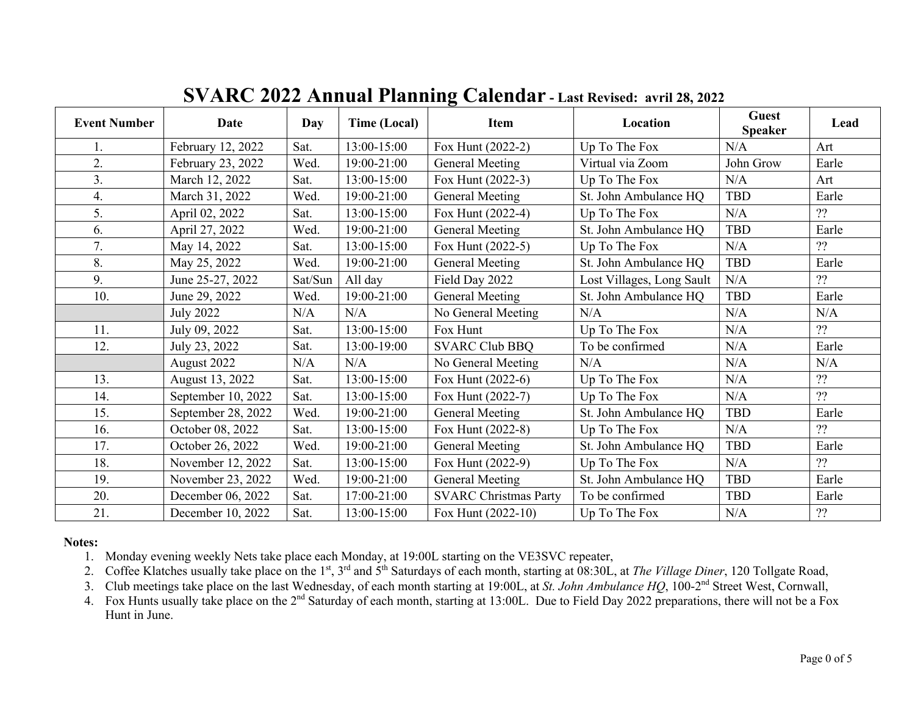# SVARC 2022 Annual Planning Calendar - Last Revised: avril 28, 2022

| Event Number | Date | Day | Time (Local) | Item | Location | Guest Speaker | Lead |
|---|---|---|---|---|---|---|---|
| 1. | February 12, 2022 | Sat. | 13:00-15:00 | Fox Hunt (2022-2) | Up To The Fox | N/A | Art |
| 2. | February 23, 2022 | Wed. | 19:00-21:00 | General Meeting | Virtual via Zoom | John Grow | Earle |
| 3. | March 12, 2022 | Sat. | 13:00-15:00 | Fox Hunt (2022-3) | Up To The Fox | N/A | Art |
| 4. | March 31, 2022 | Wed. | 19:00-21:00 | General Meeting | St. John Ambulance HQ | TBD | Earle |
| 5. | April 02, 2022 | Sat. | 13:00-15:00 | Fox Hunt (2022-4) | Up To The Fox | N/A | ?? |
| 6. | April 27, 2022 | Wed. | 19:00-21:00 | General Meeting | St. John Ambulance HQ | TBD | Earle |
| 7. | May 14, 2022 | Sat. | 13:00-15:00 | Fox Hunt (2022-5) | Up To The Fox | N/A | ?? |
| 8. | May 25, 2022 | Wed. | 19:00-21:00 | General Meeting | St. John Ambulance HQ | TBD | Earle |
| 9. | June 25-27, 2022 | Sat/Sun | All day | Field Day 2022 | Lost Villages, Long Sault | N/A | ?? |
| 10. | June 29, 2022 | Wed. | 19:00-21:00 | General Meeting | St. John Ambulance HQ | TBD | Earle |
| | July 2022 | N/A | N/A | No General Meeting | N/A | N/A | N/A |
| 11. | July 09, 2022 | Sat. | 13:00-15:00 | Fox Hunt | Up To The Fox | N/A | ?? |
| 12. | July 23, 2022 | Sat. | 13:00-19:00 | SVARC Club BBQ | To be confirmed | N/A | Earle |
| | August 2022 | N/A | N/A | No General Meeting | N/A | N/A | N/A |
| 13. | August 13, 2022 | Sat. | 13:00-15:00 | Fox Hunt (2022-6) | Up To The Fox | N/A | ?? |
| 14. | September 10, 2022 | Sat. | 13:00-15:00 | Fox Hunt (2022-7) | Up To The Fox | N/A | ?? |
| 15. | September 28, 2022 | Wed. | 19:00-21:00 | General Meeting | St. John Ambulance HQ | TBD | Earle |
| 16. | October 08, 2022 | Sat. | 13:00-15:00 | Fox Hunt (2022-8) | Up To The Fox | N/A | ?? |
| 17. | October 26, 2022 | Wed. | 19:00-21:00 | General Meeting | St. John Ambulance HQ | TBD | Earle |
| 18. | November 12, 2022 | Sat. | 13:00-15:00 | Fox Hunt (2022-9) | Up To The Fox | N/A | ?? |
| 19. | November 23, 2022 | Wed. | 19:00-21:00 | General Meeting | St. John Ambulance HQ | TBD | Earle |
| 20. | December 06, 2022 | Sat. | 17:00-21:00 | SVARC Christmas Party | To be confirmed | TBD | Earle |
| 21. | December 10, 2022 | Sat. | 13:00-15:00 | Fox Hunt (2022-10) | Up To The Fox | N/A | ?? |

**Notes:**

1. Monday evening weekly Nets take place each Monday, at 19:00L starting on the VE3SVC repeater,
2. Coffee Klatches usually take place on the 1st, 3rd and 5th Saturdays of each month, starting at 08:30L, at *The Village Diner*, 120 Tollgate Road,
3. Club meetings take place on the last Wednesday, of each month starting at 19:00L, at *St. John Ambulance HQ*, 100-2nd Street West, Cornwall,
4. Fox Hunts usually take place on the 2nd Saturday of each month, starting at 13:00L. Due to Field Day 2022 preparations, there will not be a Fox Hunt in June.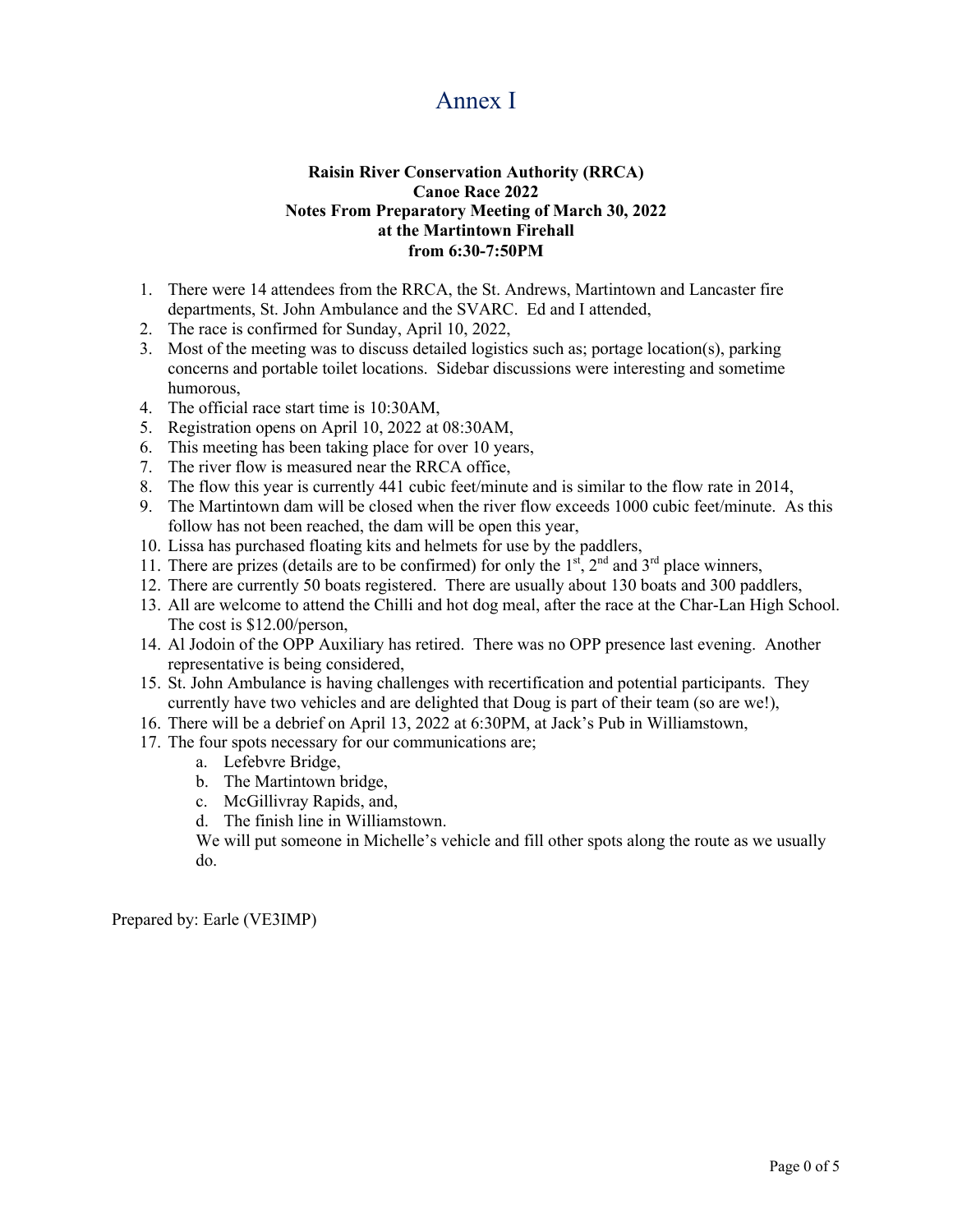# Annex I

**Raisin River Conservation Authority (RRCA)**
**Canoe Race 2022**
**Notes From Preparatory Meeting of March 30, 2022**
**at the Martintown Firehall**
**from 6:30-7:50PM**

1. There were 14 attendees from the RRCA, the St. Andrews, Martintown and Lancaster fire departments, St. John Ambulance and the SVARC. Ed and I attended,
2. The race is confirmed for Sunday, April 10, 2022,
3. Most of the meeting was to discuss detailed logistics such as; portage location(s), parking concerns and portable toilet locations. Sidebar discussions were interesting and sometime humorous,
4. The official race start time is 10:30AM,
5. Registration opens on April 10, 2022 at 08:30AM,
6. This meeting has been taking place for over 10 years,
7. The river flow is measured near the RRCA office,
8. The flow this year is currently 441 cubic feet/minute and is similar to the flow rate in 2014,
9. The Martintown dam will be closed when the river flow exceeds 1000 cubic feet/minute. As this follow has not been reached, the dam will be open this year,
10. Lissa has purchased floating kits and helmets for use by the paddlers,
11. There are prizes (details are to be confirmed) for only the 1st, 2nd and 3rd place winners,
12. There are currently 50 boats registered. There are usually about 130 boats and 300 paddlers,
13. All are welcome to attend the Chilli and hot dog meal, after the race at the Char-Lan High School. The cost is $12.00/person,
14. Al Jodoin of the OPP Auxiliary has retired. There was no OPP presence last evening. Another representative is being considered,
15. St. John Ambulance is having challenges with recertification and potential participants. They currently have two vehicles and are delighted that Doug is part of their team (so are we!),
16. There will be a debrief on April 13, 2022 at 6:30PM, at Jack's Pub in Williamstown,
17. The four spots necessary for our communications are;
    a. Lefebvre Bridge,
    b. The Martintown bridge,
    c. McGillivray Rapids, and,
    d. The finish line in Williamstown.

    We will put someone in Michelle's vehicle and fill other spots along the route as we usually do.

Prepared by: Earle (VE3IMP)